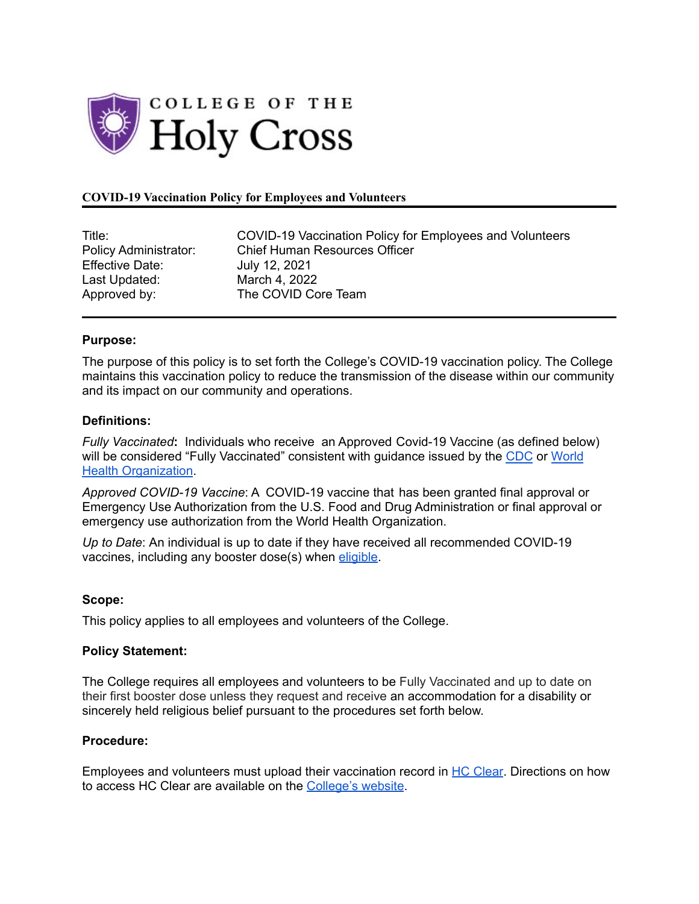COLLEGE OF THE

# Holy Cross

**COVID-19 Vaccination Policy for Employees and Volunteers**

| | |
|---|---|
| Title: | COVID-19 Vaccination Policy for Employees and Volunteers |
| Policy Administrator: | Chief Human Resources Officer |
| Effective Date: | July 12, 2021 |
| Last Updated: | March 4, 2022 |
| Approved by: | The COVID Core Team |

**Purpose:**

The purpose of this policy is to set forth the College's COVID-19 vaccination policy. The College maintains this vaccination policy to reduce the transmission of the disease within our community and its impact on our community and operations.

**Definitions:**

*Fully Vaccinated***:** Individuals who receive an Approved Covid-19 Vaccine (as defined below) will be considered "Fully Vaccinated" consistent with guidance issued by the CDC or World Health Organization.

*Approved COVID-19 Vaccine*: A COVID-19 vaccine that has been granted final approval or Emergency Use Authorization from the U.S. Food and Drug Administration or final approval or emergency use authorization from the World Health Organization.

*Up to Date*: An individual is up to date if they have received all recommended COVID-19 vaccines, including any booster dose(s) when eligible.

**Scope:**

This policy applies to all employees and volunteers of the College.

**Policy Statement:**

The College requires all employees and volunteers to be Fully Vaccinated and up to date on their first booster dose unless they request and receive an accommodation for a disability or sincerely held religious belief pursuant to the procedures set forth below.

**Procedure:**

Employees and volunteers must upload their vaccination record in HC Clear. Directions on how to access HC Clear are available on the College's website.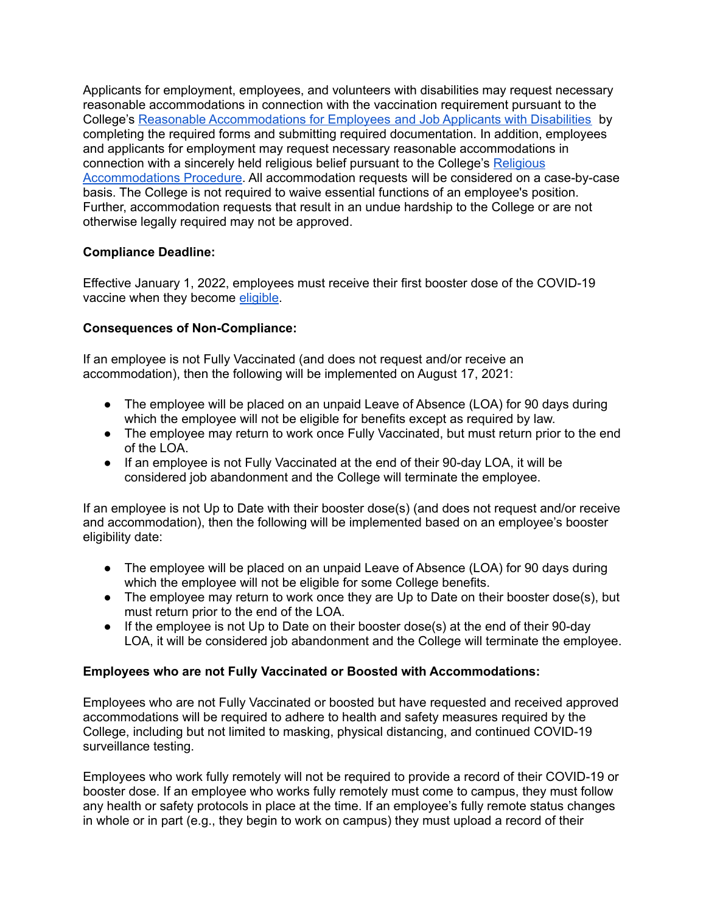Applicants for employment, employees, and volunteers with disabilities may request necessary reasonable accommodations in connection with the vaccination requirement pursuant to the College's Reasonable Accommodations for Employees and Job Applicants with Disabilities by completing the required forms and submitting required documentation. In addition, employees and applicants for employment may request necessary reasonable accommodations in connection with a sincerely held religious belief pursuant to the College's Religious Accommodations Procedure. All accommodation requests will be considered on a case-by-case basis. The College is not required to waive essential functions of an employee's position. Further, accommodation requests that result in an undue hardship to the College or are not otherwise legally required may not be approved.

**Compliance Deadline:**

Effective January 1, 2022, employees must receive their first booster dose of the COVID-19 vaccine when they become eligible.

**Consequences of Non-Compliance:**

If an employee is not Fully Vaccinated (and does not request and/or receive an accommodation), then the following will be implemented on August 17, 2021:

- The employee will be placed on an unpaid Leave of Absence (LOA) for 90 days during which the employee will not be eligible for benefits except as required by law.
- The employee may return to work once Fully Vaccinated, but must return prior to the end of the LOA.
- If an employee is not Fully Vaccinated at the end of their 90-day LOA, it will be considered job abandonment and the College will terminate the employee.

If an employee is not Up to Date with their booster dose(s) (and does not request and/or receive and accommodation), then the following will be implemented based on an employee's booster eligibility date:

- The employee will be placed on an unpaid Leave of Absence (LOA) for 90 days during which the employee will not be eligible for some College benefits.
- The employee may return to work once they are Up to Date on their booster dose(s), but must return prior to the end of the LOA.
- If the employee is not Up to Date on their booster dose(s) at the end of their 90-day LOA, it will be considered job abandonment and the College will terminate the employee.

**Employees who are not Fully Vaccinated or Boosted with Accommodations:**

Employees who are not Fully Vaccinated or boosted but have requested and received approved accommodations will be required to adhere to health and safety measures required by the College, including but not limited to masking, physical distancing, and continued COVID-19 surveillance testing.

Employees who work fully remotely will not be required to provide a record of their COVID-19 or booster dose. If an employee who works fully remotely must come to campus, they must follow any health or safety protocols in place at the time. If an employee's fully remote status changes in whole or in part (e.g., they begin to work on campus) they must upload a record of their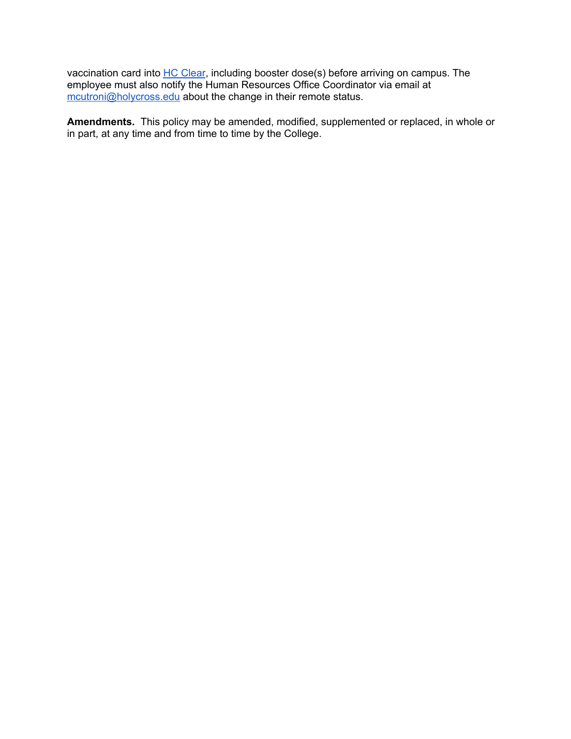vaccination card into [HC Clear](), including booster dose(s) before arriving on campus. The employee must also notify the Human Resources Office Coordinator via email at mcutroni@holycross.edu about the change in their remote status.

**Amendments.** This policy may be amended, modified, supplemented or replaced, in whole or in part, at any time and from time to time by the College.